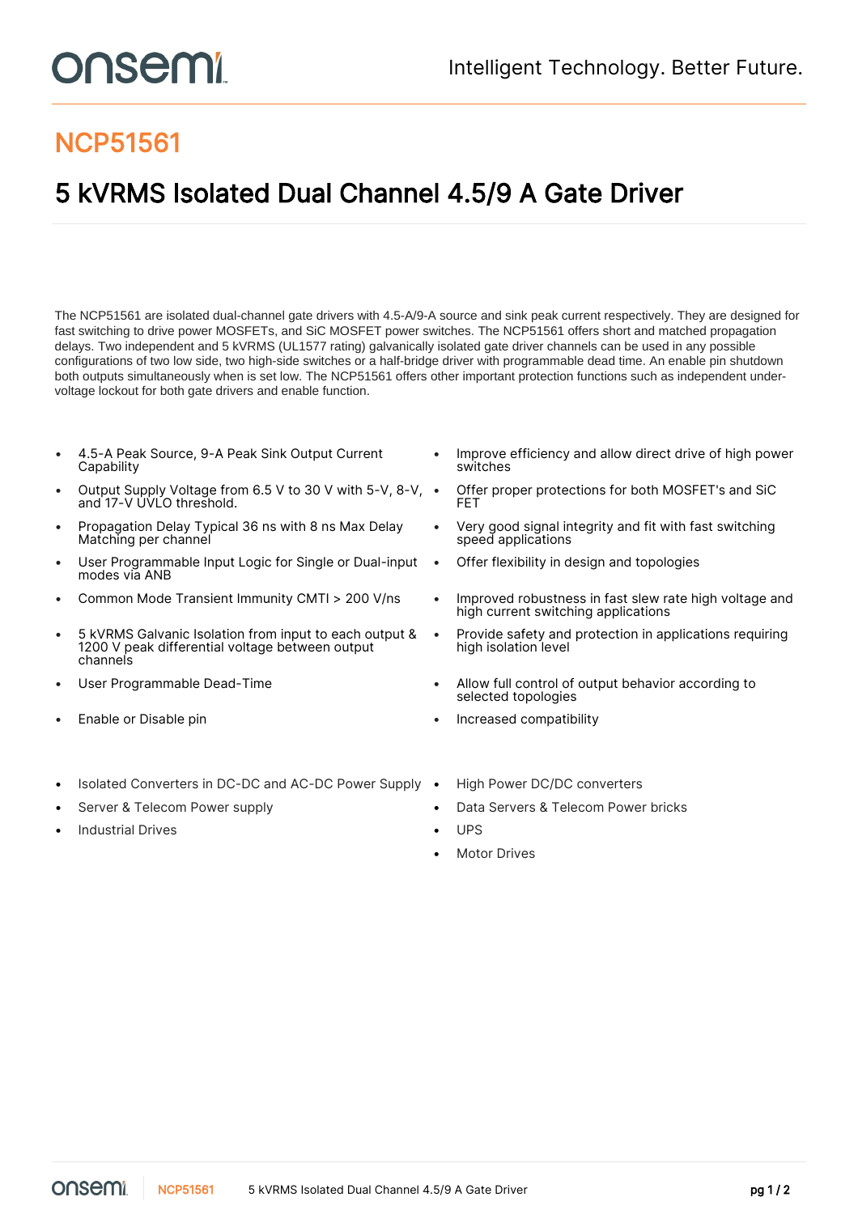# NCP51561

## 5 kVRMS Isolated Dual Channel 4.5/9 A Gate Driver

The NCP51561 are isolated dual-channel gate drivers with 4.5-A/9-A source and sink peak current respectively. They are designed for fast switching to drive power MOSFETs, and SiC MOSFET power switches. The NCP51561 offers short and matched propagation delays. Two independent and 5 kVRMS (UL1577 rating) galvanically isolated gate driver channels can be used in any possible configurations of two low side, two high-side switches or a half-bridge driver with programmable dead time. An enable pin shutdown both outputs simultaneously when is set low. The NCP51561 offers other important protection functions such as independent under-voltage lockout for both gate drivers and enable function.

- 4.5-A Peak Source, 9-A Peak Sink Output Current Capability
- Output Supply Voltage from 6.5 V to 30 V with 5-V, 8-V, and 17-V UVLO threshold.
- Propagation Delay Typical 36 ns with 8 ns Max Delay Matching per channel
- User Programmable Input Logic for Single or Dual-input modes via ANB
- Common Mode Transient Immunity CMTI > 200 V/ns
- 5 kVRMS Galvanic Isolation from input to each output & 1200 V peak differential voltage between output channels
- User Programmable Dead-Time
- Enable or Disable pin

- Improve efficiency and allow direct drive of high power switches
- Offer proper protections for both MOSFET's and SiC FET
- Very good signal integrity and fit with fast switching speed applications
- Offer flexibility in design and topologies
- Improved robustness in fast slew rate high voltage and high current switching applications
- Provide safety and protection in applications requiring high isolation level
- Allow full control of output behavior according to selected topologies
- Increased compatibility

- Isolated Converters in DC-DC and AC-DC Power Supply
- Server & Telecom Power supply
- Industrial Drives

- High Power DC/DC converters
- Data Servers & Telecom Power bricks
- UPS
- Motor Drives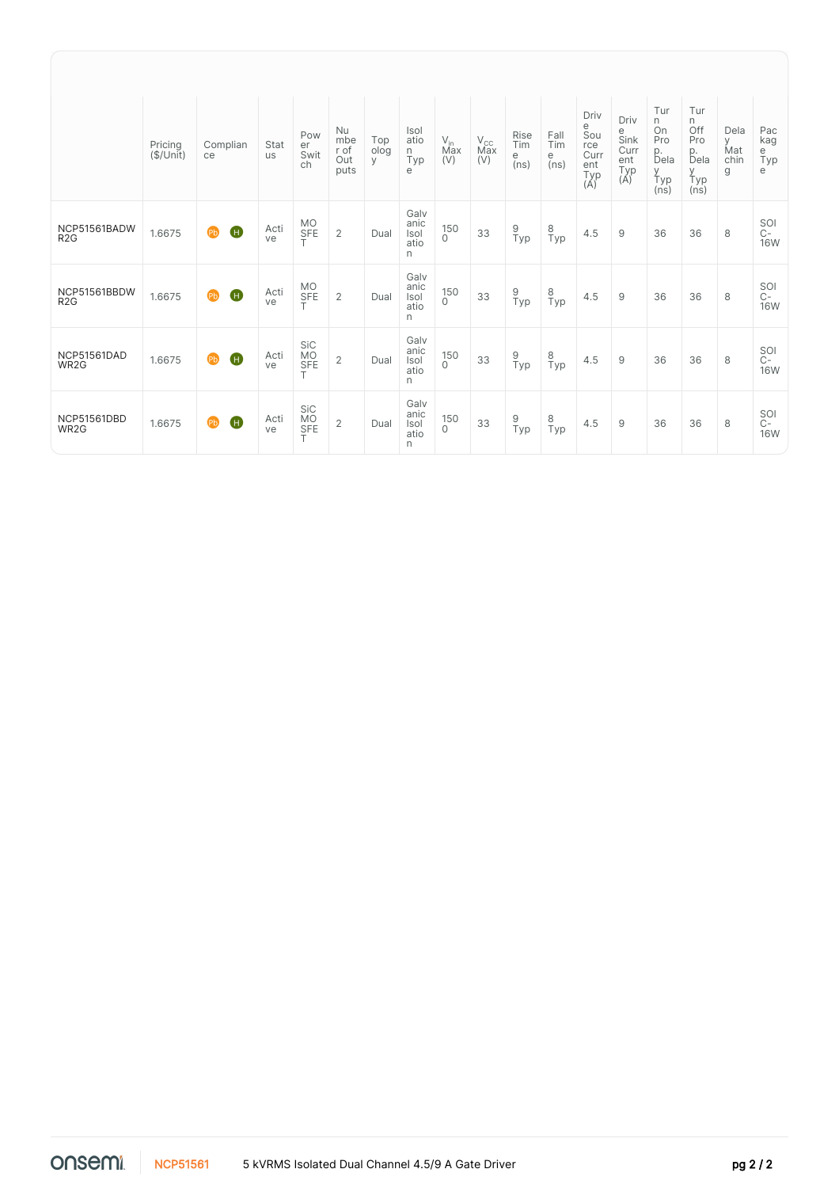| | Pricing ($/Unit) | Compliance | Status | Power Switch | Number of Outputs | Topology | Isolation Type | $V_{in}$ Max (V) | $V_{CC}$ Max (V) | Rise Time (ns) | Fall Time (ns) | Drive Source Current Typ (A) | Drive Sink Current Typ (A) | Turn On Prop. Delay Typ (ns) | Turn Off Prop. Delay Typ (ns) | Delay Matching | Package Type |
|---|---|---|---|---|---|---|---|---|---|---|---|---|---|---|---|---|---|
| NCP51561BADWR2G | 1.6675 | Pb H | Active | MOSFET | 2 | Dual | Galvanic Isolation | 1500 | 33 | 9 Typ | 8 Typ | 4.5 | 9 | 36 | 36 | 8 | SOIC-16W |
| NCP51561BBDWR2G | 1.6675 | Pb H | Active | MOSFET | 2 | Dual | Galvanic Isolation | 1500 | 33 | 9 Typ | 8 Typ | 4.5 | 9 | 36 | 36 | 8 | SOIC-16W |
| NCP51561DADWR2G | 1.6675 | Pb H | Active | SiC MOSFET | 2 | Dual | Galvanic Isolation | 1500 | 33 | 9 Typ | 8 Typ | 4.5 | 9 | 36 | 36 | 8 | SOIC-16W |
| NCP51561DBDWR2G | 1.6675 | Pb H | Active | SiC MOSFET | 2 | Dual | Galvanic Isolation | 1500 | 33 | 9 Typ | 8 Typ | 4.5 | 9 | 36 | 36 | 8 | SOIC-16W |